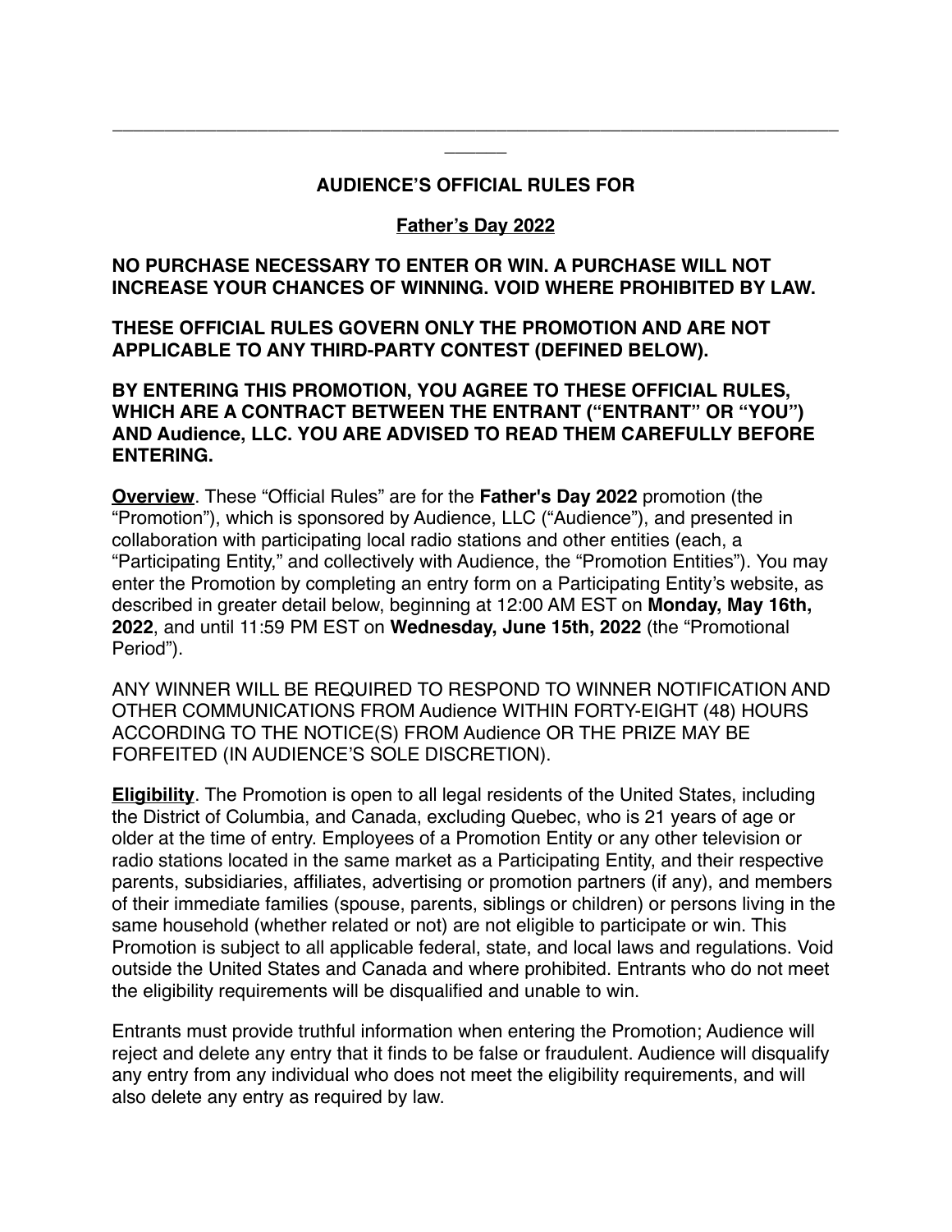---

## AUDIENCE'S OFFICIAL RULES FOR

## Father's Day 2022

**NO PURCHASE NECESSARY TO ENTER OR WIN. A PURCHASE WILL NOT INCREASE YOUR CHANCES OF WINNING. VOID WHERE PROHIBITED BY LAW.**

**THESE OFFICIAL RULES GOVERN ONLY THE PROMOTION AND ARE NOT APPLICABLE TO ANY THIRD-PARTY CONTEST (DEFINED BELOW).**

**BY ENTERING THIS PROMOTION, YOU AGREE TO THESE OFFICIAL RULES, WHICH ARE A CONTRACT BETWEEN THE ENTRANT ("ENTRANT" OR "YOU") AND Audience, LLC. YOU ARE ADVISED TO READ THEM CAREFULLY BEFORE ENTERING.**

**Overview**. These "Official Rules" are for the **Father's Day 2022** promotion (the "Promotion"), which is sponsored by Audience, LLC ("Audience"), and presented in collaboration with participating local radio stations and other entities (each, a "Participating Entity," and collectively with Audience, the "Promotion Entities"). You may enter the Promotion by completing an entry form on a Participating Entity's website, as described in greater detail below, beginning at 12:00 AM EST on **Monday, May 16th, 2022**, and until 11:59 PM EST on **Wednesday, June 15th, 2022** (the "Promotional Period").

ANY WINNER WILL BE REQUIRED TO RESPOND TO WINNER NOTIFICATION AND OTHER COMMUNICATIONS FROM Audience WITHIN FORTY-EIGHT (48) HOURS ACCORDING TO THE NOTICE(S) FROM Audience OR THE PRIZE MAY BE FORFEITED (IN AUDIENCE'S SOLE DISCRETION).

**Eligibility**. The Promotion is open to all legal residents of the United States, including the District of Columbia, and Canada, excluding Quebec, who is 21 years of age or older at the time of entry. Employees of a Promotion Entity or any other television or radio stations located in the same market as a Participating Entity, and their respective parents, subsidiaries, affiliates, advertising or promotion partners (if any), and members of their immediate families (spouse, parents, siblings or children) or persons living in the same household (whether related or not) are not eligible to participate or win. This Promotion is subject to all applicable federal, state, and local laws and regulations. Void outside the United States and Canada and where prohibited. Entrants who do not meet the eligibility requirements will be disqualified and unable to win.

Entrants must provide truthful information when entering the Promotion; Audience will reject and delete any entry that it finds to be false or fraudulent. Audience will disqualify any entry from any individual who does not meet the eligibility requirements, and will also delete any entry as required by law.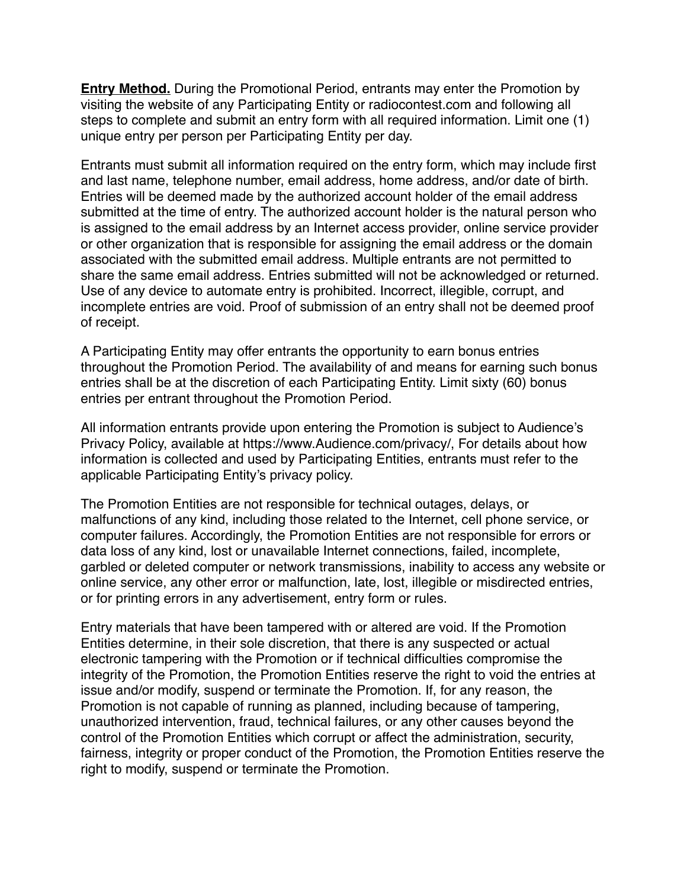**Entry Method.** During the Promotional Period, entrants may enter the Promotion by visiting the website of any Participating Entity or radiocontest.com and following all steps to complete and submit an entry form with all required information. Limit one (1) unique entry per person per Participating Entity per day.

Entrants must submit all information required on the entry form, which may include first and last name, telephone number, email address, home address, and/or date of birth. Entries will be deemed made by the authorized account holder of the email address submitted at the time of entry. The authorized account holder is the natural person who is assigned to the email address by an Internet access provider, online service provider or other organization that is responsible for assigning the email address or the domain associated with the submitted email address. Multiple entrants are not permitted to share the same email address. Entries submitted will not be acknowledged or returned. Use of any device to automate entry is prohibited. Incorrect, illegible, corrupt, and incomplete entries are void. Proof of submission of an entry shall not be deemed proof of receipt.

A Participating Entity may offer entrants the opportunity to earn bonus entries throughout the Promotion Period. The availability of and means for earning such bonus entries shall be at the discretion of each Participating Entity. Limit sixty (60) bonus entries per entrant throughout the Promotion Period.

All information entrants provide upon entering the Promotion is subject to Audience's Privacy Policy, available at https://www.Audience.com/privacy/, For details about how information is collected and used by Participating Entities, entrants must refer to the applicable Participating Entity's privacy policy.

The Promotion Entities are not responsible for technical outages, delays, or malfunctions of any kind, including those related to the Internet, cell phone service, or computer failures. Accordingly, the Promotion Entities are not responsible for errors or data loss of any kind, lost or unavailable Internet connections, failed, incomplete, garbled or deleted computer or network transmissions, inability to access any website or online service, any other error or malfunction, late, lost, illegible or misdirected entries, or for printing errors in any advertisement, entry form or rules.

Entry materials that have been tampered with or altered are void. If the Promotion Entities determine, in their sole discretion, that there is any suspected or actual electronic tampering with the Promotion or if technical difficulties compromise the integrity of the Promotion, the Promotion Entities reserve the right to void the entries at issue and/or modify, suspend or terminate the Promotion. If, for any reason, the Promotion is not capable of running as planned, including because of tampering, unauthorized intervention, fraud, technical failures, or any other causes beyond the control of the Promotion Entities which corrupt or affect the administration, security, fairness, integrity or proper conduct of the Promotion, the Promotion Entities reserve the right to modify, suspend or terminate the Promotion.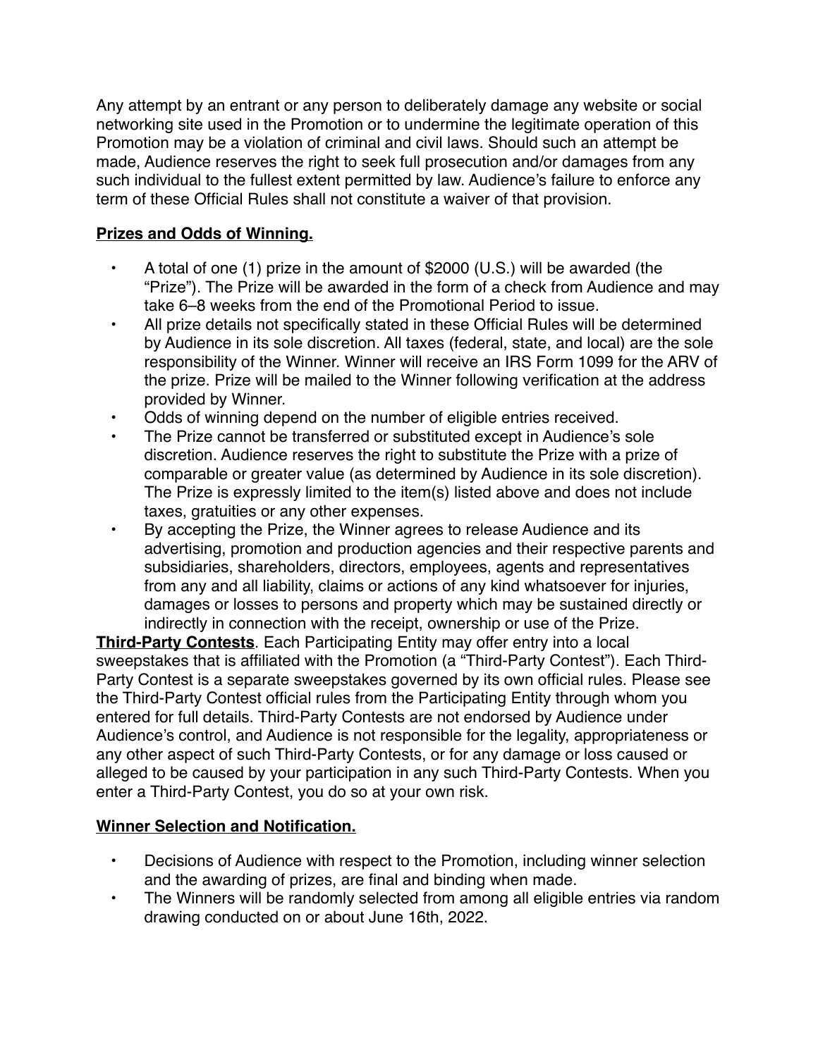Any attempt by an entrant or any person to deliberately damage any website or social networking site used in the Promotion or to undermine the legitimate operation of this Promotion may be a violation of criminal and civil laws. Should such an attempt be made, Audience reserves the right to seek full prosecution and/or damages from any such individual to the fullest extent permitted by law. Audience's failure to enforce any term of these Official Rules shall not constitute a waiver of that provision.

**Prizes and Odds of Winning.**

- A total of one (1) prize in the amount of $2000 (U.S.) will be awarded (the "Prize"). The Prize will be awarded in the form of a check from Audience and may take 6–8 weeks from the end of the Promotional Period to issue.
- All prize details not specifically stated in these Official Rules will be determined by Audience in its sole discretion. All taxes (federal, state, and local) are the sole responsibility of the Winner. Winner will receive an IRS Form 1099 for the ARV of the prize. Prize will be mailed to the Winner following verification at the address provided by Winner.
- Odds of winning depend on the number of eligible entries received.
- The Prize cannot be transferred or substituted except in Audience's sole discretion. Audience reserves the right to substitute the Prize with a prize of comparable or greater value (as determined by Audience in its sole discretion). The Prize is expressly limited to the item(s) listed above and does not include taxes, gratuities or any other expenses.
- By accepting the Prize, the Winner agrees to release Audience and its advertising, promotion and production agencies and their respective parents and subsidiaries, shareholders, directors, employees, agents and representatives from any and all liability, claims or actions of any kind whatsoever for injuries, damages or losses to persons and property which may be sustained directly or indirectly in connection with the receipt, ownership or use of the Prize.

**Third-Party Contests**. Each Participating Entity may offer entry into a local sweepstakes that is affiliated with the Promotion (a "Third-Party Contest"). Each Third-Party Contest is a separate sweepstakes governed by its own official rules. Please see the Third-Party Contest official rules from the Participating Entity through whom you entered for full details. Third-Party Contests are not endorsed by Audience under Audience's control, and Audience is not responsible for the legality, appropriateness or any other aspect of such Third-Party Contests, or for any damage or loss caused or alleged to be caused by your participation in any such Third-Party Contests. When you enter a Third-Party Contest, you do so at your own risk.

**Winner Selection and Notification.**

- Decisions of Audience with respect to the Promotion, including winner selection and the awarding of prizes, are final and binding when made.
- The Winners will be randomly selected from among all eligible entries via random drawing conducted on or about June 16th, 2022.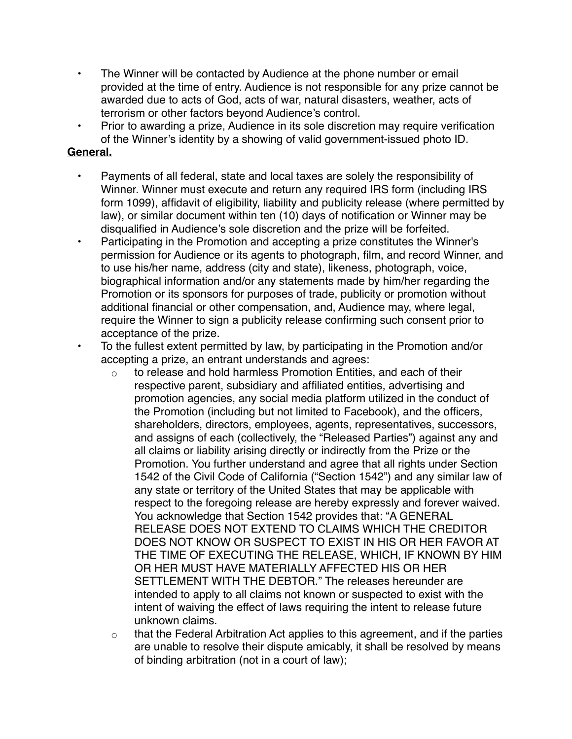- The Winner will be contacted by Audience at the phone number or email provided at the time of entry. Audience is not responsible for any prize cannot be awarded due to acts of God, acts of war, natural disasters, weather, acts of terrorism or other factors beyond Audience's control.
- Prior to awarding a prize, Audience in its sole discretion may require verification of the Winner's identity by a showing of valid government-issued photo ID.

**General.**

- Payments of all federal, state and local taxes are solely the responsibility of Winner. Winner must execute and return any required IRS form (including IRS form 1099), affidavit of eligibility, liability and publicity release (where permitted by law), or similar document within ten (10) days of notification or Winner may be disqualified in Audience's sole discretion and the prize will be forfeited.
- Participating in the Promotion and accepting a prize constitutes the Winner's permission for Audience or its agents to photograph, film, and record Winner, and to use his/her name, address (city and state), likeness, photograph, voice, biographical information and/or any statements made by him/her regarding the Promotion or its sponsors for purposes of trade, publicity or promotion without additional financial or other compensation, and, Audience may, where legal, require the Winner to sign a publicity release confirming such consent prior to acceptance of the prize.
- To the fullest extent permitted by law, by participating in the Promotion and/or accepting a prize, an entrant understands and agrees:
  - to release and hold harmless Promotion Entities, and each of their respective parent, subsidiary and affiliated entities, advertising and promotion agencies, any social media platform utilized in the conduct of the Promotion (including but not limited to Facebook), and the officers, shareholders, directors, employees, agents, representatives, successors, and assigns of each (collectively, the "Released Parties") against any and all claims or liability arising directly or indirectly from the Prize or the Promotion. You further understand and agree that all rights under Section 1542 of the Civil Code of California ("Section 1542") and any similar law of any state or territory of the United States that may be applicable with respect to the foregoing release are hereby expressly and forever waived. You acknowledge that Section 1542 provides that: "A GENERAL RELEASE DOES NOT EXTEND TO CLAIMS WHICH THE CREDITOR DOES NOT KNOW OR SUSPECT TO EXIST IN HIS OR HER FAVOR AT THE TIME OF EXECUTING THE RELEASE, WHICH, IF KNOWN BY HIM OR HER MUST HAVE MATERIALLY AFFECTED HIS OR HER SETTLEMENT WITH THE DEBTOR." The releases hereunder are intended to apply to all claims not known or suspected to exist with the intent of waiving the effect of laws requiring the intent to release future unknown claims.
  - that the Federal Arbitration Act applies to this agreement, and if the parties are unable to resolve their dispute amicably, it shall be resolved by means of binding arbitration (not in a court of law);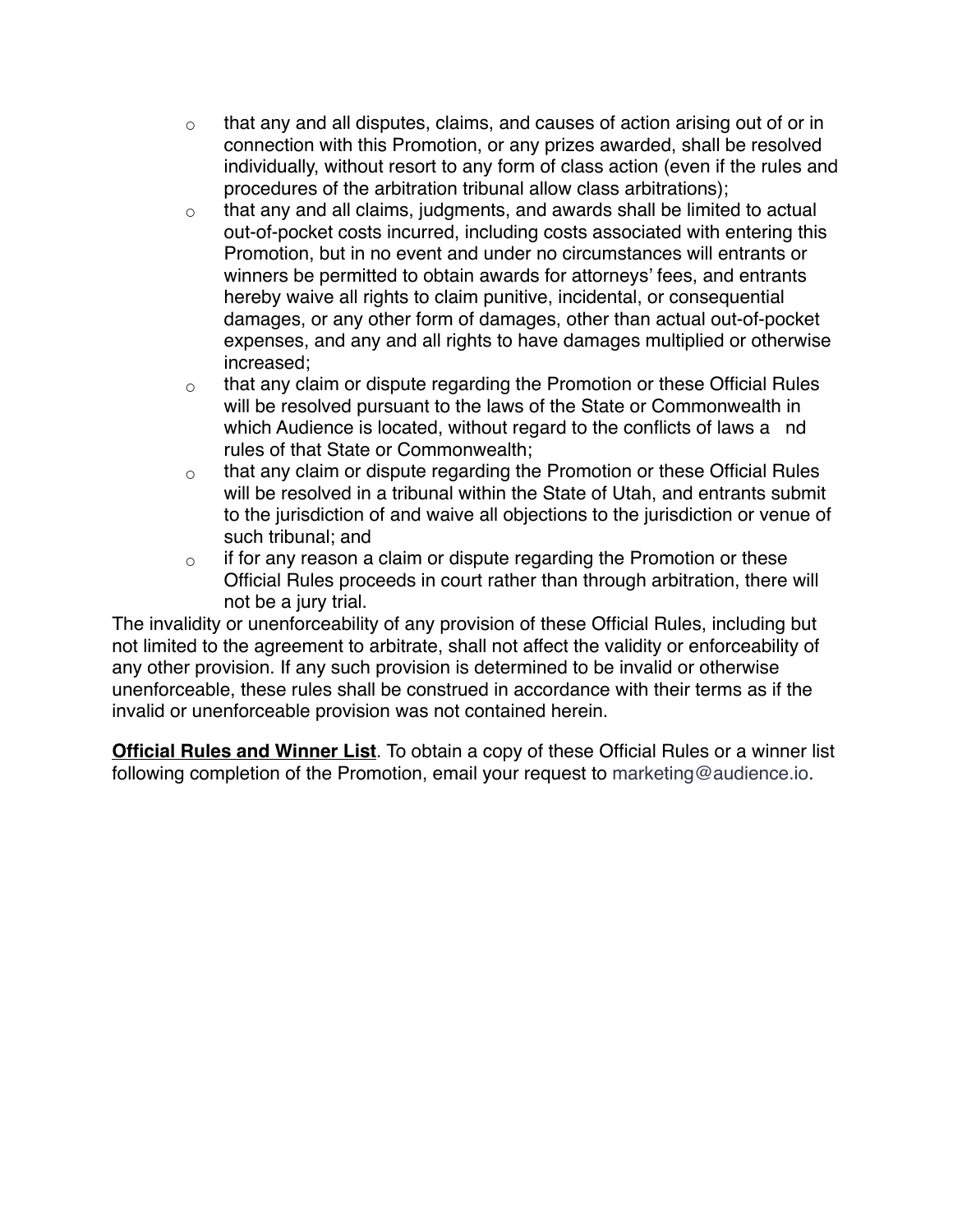- that any and all disputes, claims, and causes of action arising out of or in connection with this Promotion, or any prizes awarded, shall be resolved individually, without resort to any form of class action (even if the rules and procedures of the arbitration tribunal allow class arbitrations);
- that any and all claims, judgments, and awards shall be limited to actual out-of-pocket costs incurred, including costs associated with entering this Promotion, but in no event and under no circumstances will entrants or winners be permitted to obtain awards for attorneys' fees, and entrants hereby waive all rights to claim punitive, incidental, or consequential damages, or any other form of damages, other than actual out-of-pocket expenses, and any and all rights to have damages multiplied or otherwise increased;
- that any claim or dispute regarding the Promotion or these Official Rules will be resolved pursuant to the laws of the State or Commonwealth in which Audience is located, without regard to the conflicts of laws a nd rules of that State or Commonwealth;
- that any claim or dispute regarding the Promotion or these Official Rules will be resolved in a tribunal within the State of Utah, and entrants submit to the jurisdiction of and waive all objections to the jurisdiction or venue of such tribunal; and
- if for any reason a claim or dispute regarding the Promotion or these Official Rules proceeds in court rather than through arbitration, there will not be a jury trial.

The invalidity or unenforceability of any provision of these Official Rules, including but not limited to the agreement to arbitrate, shall not affect the validity or enforceability of any other provision. If any such provision is determined to be invalid or otherwise unenforceable, these rules shall be construed in accordance with their terms as if the invalid or unenforceable provision was not contained herein.

**Official Rules and Winner List**. To obtain a copy of these Official Rules or a winner list following completion of the Promotion, email your request to marketing@audience.io.